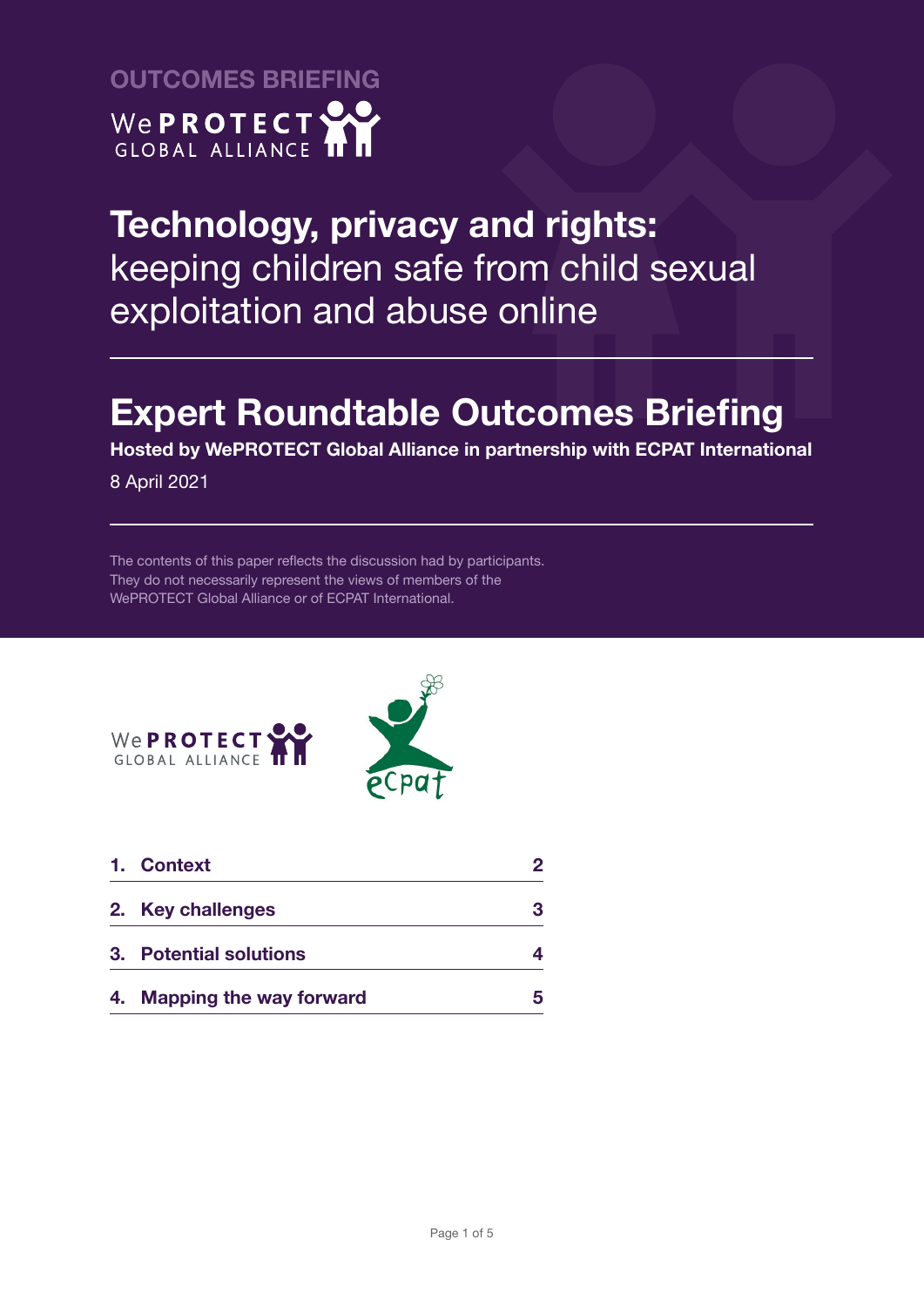OUTCOMES BRIEFING

WePROTECT GLOBAL ALLIANCE

# Technology, privacy and rights: keeping children safe from child sexual exploitation and abuse online

# Expert Roundtable Outcomes Briefing

**Hosted by WePROTECT Global Alliance in partnership with ECPAT International**

8 April 2021

The contents of this paper reflects the discussion had by participants. They do not necessarily represent the views of members of the WePROTECT Global Alliance or of ECPAT International.

| | |
|---|---|
| **1. Context** | **2** |
| **2. Key challenges** | **3** |
| **3. Potential solutions** | **4** |
| **4. Mapping the way forward** | **5** |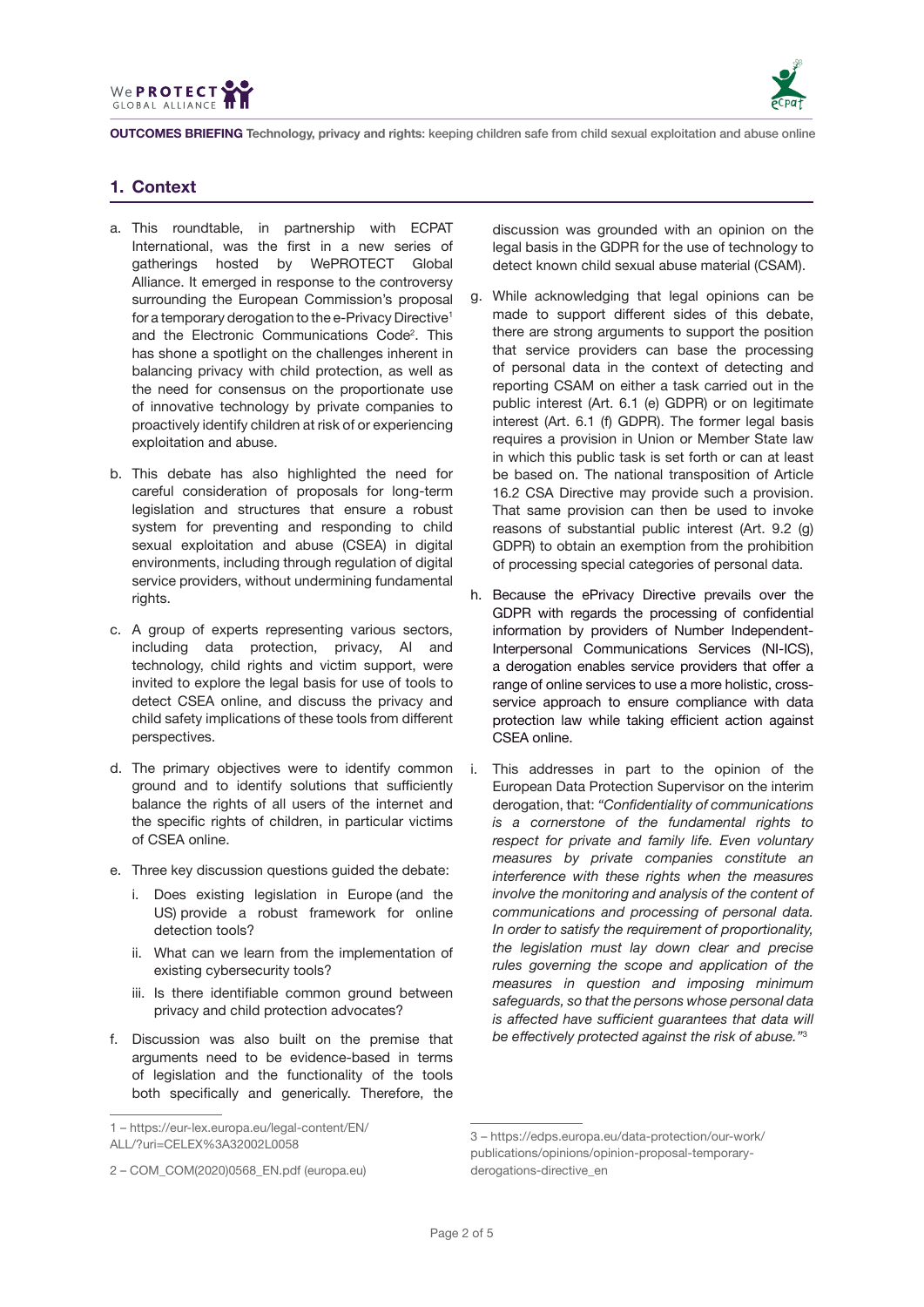## 1. Context

a. This roundtable, in partnership with ECPAT International, was the first in a new series of gatherings hosted by WePROTECT Global Alliance. It emerged in response to the controversy surrounding the European Commission's proposal for a temporary derogation to the e-Privacy Directive[1] and the Electronic Communications Code[2]. This has shone a spotlight on the challenges inherent in balancing privacy with child protection, as well as the need for consensus on the proportionate use of innovative technology by private companies to proactively identify children at risk of or experiencing exploitation and abuse.

b. This debate has also highlighted the need for careful consideration of proposals for long-term legislation and structures that ensure a robust system for preventing and responding to child sexual exploitation and abuse (CSEA) in digital environments, including through regulation of digital service providers, without undermining fundamental rights.

c. A group of experts representing various sectors, including data protection, privacy, AI and technology, child rights and victim support, were invited to explore the legal basis for use of tools to detect CSEA online, and discuss the privacy and child safety implications of these tools from different perspectives.

d. The primary objectives were to identify common ground and to identify solutions that sufficiently balance the rights of all users of the internet and the specific rights of children, in particular victims of CSEA online.

e. Three key discussion questions guided the debate:

   i. Does existing legislation in Europe (and the US) provide a robust framework for online detection tools?

   ii. What can we learn from the implementation of existing cybersecurity tools?

   iii. Is there identifiable common ground between privacy and child protection advocates?

f. Discussion was also built on the premise that arguments need to be evidence-based in terms of legislation and the functionality of the tools both specifically and generically. Therefore, the discussion was grounded with an opinion on the legal basis in the GDPR for the use of technology to detect known child sexual abuse material (CSAM).

g. While acknowledging that legal opinions can be made to support different sides of this debate, there are strong arguments to support the position that service providers can base the processing of personal data in the context of detecting and reporting CSAM on either a task carried out in the public interest (Art. 6.1 (e) GDPR) or on legitimate interest (Art. 6.1 (f) GDPR). The former legal basis requires a provision in Union or Member State law in which this public task is set forth or can at least be based on. The national transposition of Article 16.2 CSA Directive may provide such a provision. That same provision can then be used to invoke reasons of substantial public interest (Art. 9.2 (g) GDPR) to obtain an exemption from the prohibition of processing special categories of personal data.

h. Because the ePrivacy Directive prevails over the GDPR with regards the processing of confidential information by providers of Number Independent-Interpersonal Communications Services (NI-ICS), a derogation enables service providers that offer a range of online services to use a more holistic, cross-service approach to ensure compliance with data protection law while taking efficient action against CSEA online.

i. This addresses in part to the opinion of the European Data Protection Supervisor on the interim derogation, that: *"Confidentiality of communications is a cornerstone of the fundamental rights to respect for private and family life. Even voluntary measures by private companies constitute an interference with these rights when the measures involve the monitoring and analysis of the content of communications and processing of personal data. In order to satisfy the requirement of proportionality, the legislation must lay down clear and precise rules governing the scope and application of the measures in question and imposing minimum safeguards, so that the persons whose personal data is affected have sufficient guarantees that data will be effectively protected against the risk of abuse."*[3]

---

1 – https://eur-lex.europa.eu/legal-content/EN/ALL/?uri=CELEX%3A32002L0058

2 – COM_COM(2020)0568_EN.pdf (europa.eu)

3 – https://edps.europa.eu/data-protection/our-work/publications/opinions/opinion-proposal-temporary-derogations-directive_en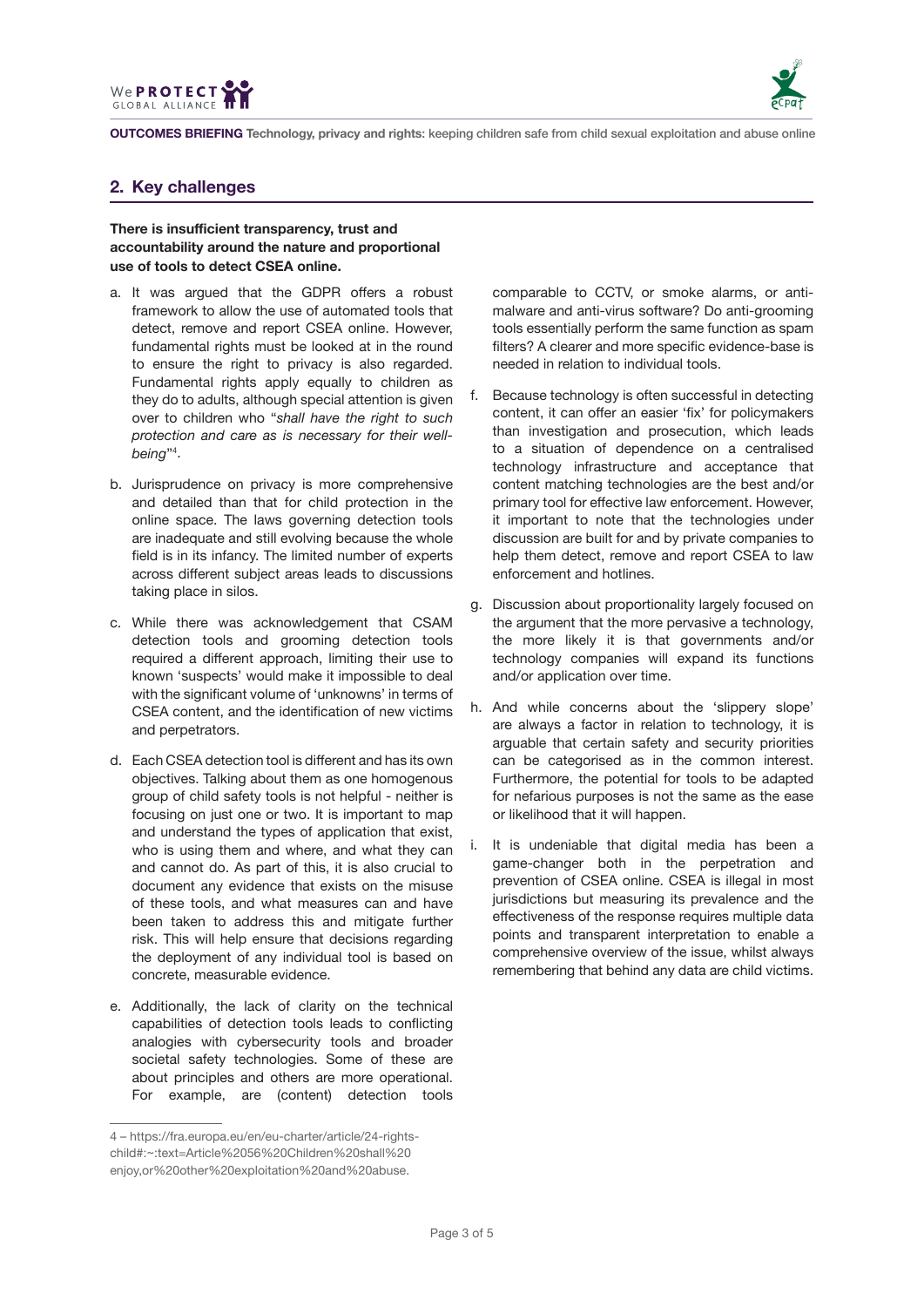## 2. Key challenges

**There is insufficient transparency, trust and accountability around the nature and proportional use of tools to detect CSEA online.**

a. It was argued that the GDPR offers a robust framework to allow the use of automated tools that detect, remove and report CSEA online. However, fundamental rights must be looked at in the round to ensure the right to privacy is also regarded. Fundamental rights apply equally to children as they do to adults, although special attention is given over to children who "*shall have the right to such protection and care as is necessary for their well-being*"[4].

b. Jurisprudence on privacy is more comprehensive and detailed than that for child protection in the online space. The laws governing detection tools are inadequate and still evolving because the whole field is in its infancy. The limited number of experts across different subject areas leads to discussions taking place in silos.

c. While there was acknowledgement that CSAM detection tools and grooming detection tools required a different approach, limiting their use to known 'suspects' would make it impossible to deal with the significant volume of 'unknowns' in terms of CSEA content, and the identification of new victims and perpetrators.

d. Each CSEA detection tool is different and has its own objectives. Talking about them as one homogenous group of child safety tools is not helpful - neither is focusing on just one or two. It is important to map and understand the types of application that exist, who is using them and where, and what they can and cannot do. As part of this, it is also crucial to document any evidence that exists on the misuse of these tools, and what measures can and have been taken to address this and mitigate further risk. This will help ensure that decisions regarding the deployment of any individual tool is based on concrete, measurable evidence.

e. Additionally, the lack of clarity on the technical capabilities of detection tools leads to conflicting analogies with cybersecurity tools and broader societal safety technologies. Some of these are about principles and others are more operational. For example, are (content) detection tools comparable to CCTV, or smoke alarms, or anti-malware and anti-virus software? Do anti-grooming tools essentially perform the same function as spam filters? A clearer and more specific evidence-base is needed in relation to individual tools.

f. Because technology is often successful in detecting content, it can offer an easier 'fix' for policymakers than investigation and prosecution, which leads to a situation of dependence on a centralised technology infrastructure and acceptance that content matching technologies are the best and/or primary tool for effective law enforcement. However, it important to note that the technologies under discussion are built for and by private companies to help them detect, remove and report CSEA to law enforcement and hotlines.

g. Discussion about proportionality largely focused on the argument that the more pervasive a technology, the more likely it is that governments and/or technology companies will expand its functions and/or application over time.

h. And while concerns about the 'slippery slope' are always a factor in relation to technology, it is arguable that certain safety and security priorities can be categorised as in the common interest. Furthermore, the potential for tools to be adapted for nefarious purposes is not the same as the ease or likelihood that it will happen.

i. It is undeniable that digital media has been a game-changer both in the perpetration and prevention of CSEA online. CSEA is illegal in most jurisdictions but measuring its prevalence and the effectiveness of the response requires multiple data points and transparent interpretation to enable a comprehensive overview of the issue, whilst always remembering that behind any data are child victims.

---

4 – https://fra.europa.eu/en/eu-charter/article/24-rights-child#:~:text=Article%2056%20Children%20shall%20enjoy,or%20other%20exploitation%20and%20abuse.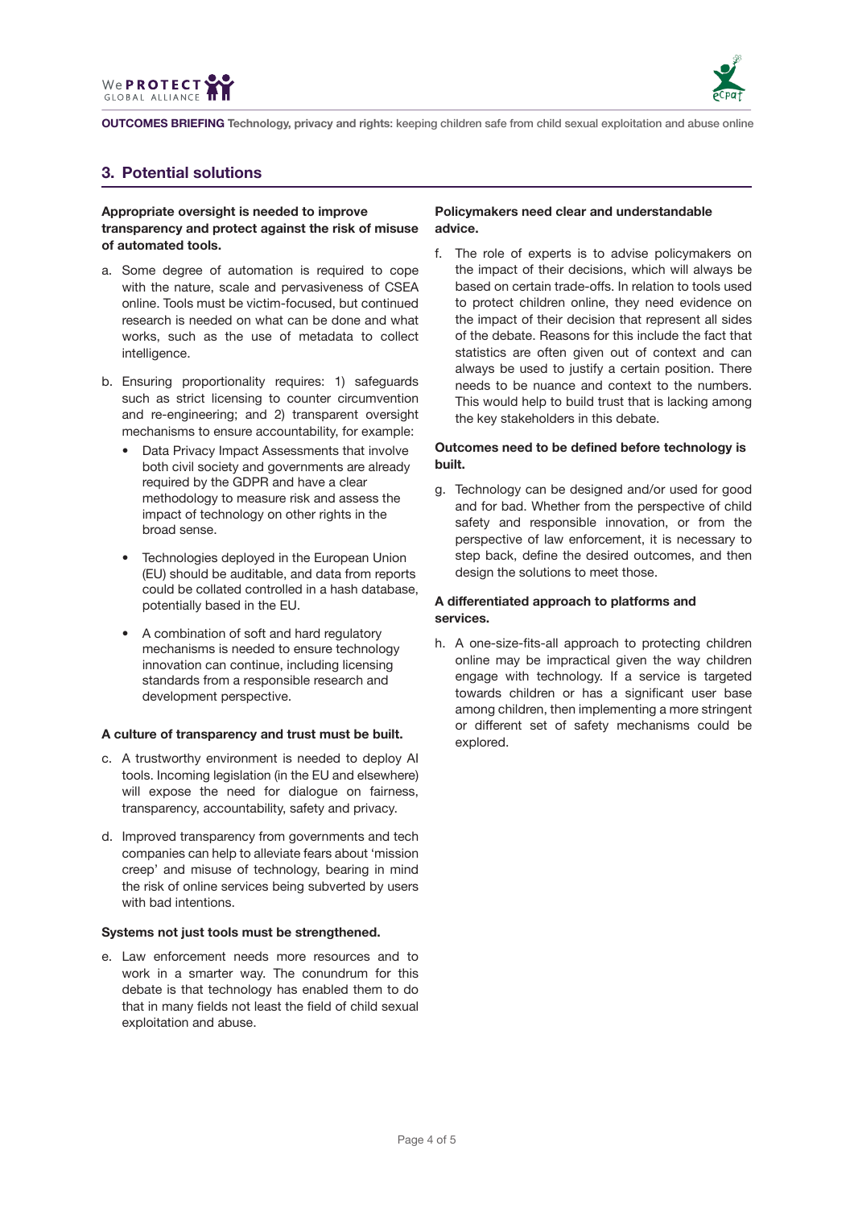## 3. Potential solutions

**Appropriate oversight is needed to improve transparency and protect against the risk of misuse of automated tools.**

a. Some degree of automation is required to cope with the nature, scale and pervasiveness of CSEA online. Tools must be victim-focused, but continued research is needed on what can be done and what works, such as the use of metadata to collect intelligence.

b. Ensuring proportionality requires: 1) safeguards such as strict licensing to counter circumvention and re-engineering; and 2) transparent oversight mechanisms to ensure accountability, for example:

- Data Privacy Impact Assessments that involve both civil society and governments are already required by the GDPR and have a clear methodology to measure risk and assess the impact of technology on other rights in the broad sense.
- Technologies deployed in the European Union (EU) should be auditable, and data from reports could be collated controlled in a hash database, potentially based in the EU.
- A combination of soft and hard regulatory mechanisms is needed to ensure technology innovation can continue, including licensing standards from a responsible research and development perspective.

**A culture of transparency and trust must be built.**

c. A trustworthy environment is needed to deploy AI tools. Incoming legislation (in the EU and elsewhere) will expose the need for dialogue on fairness, transparency, accountability, safety and privacy.

d. Improved transparency from governments and tech companies can help to alleviate fears about 'mission creep' and misuse of technology, bearing in mind the risk of online services being subverted by users with bad intentions.

**Systems not just tools must be strengthened.**

e. Law enforcement needs more resources and to work in a smarter way. The conundrum for this debate is that technology has enabled them to do that in many fields not least the field of child sexual exploitation and abuse.

**Policymakers need clear and understandable advice.**

f. The role of experts is to advise policymakers on the impact of their decisions, which will always be based on certain trade-offs. In relation to tools used to protect children online, they need evidence on the impact of their decision that represent all sides of the debate. Reasons for this include the fact that statistics are often given out of context and can always be used to justify a certain position. There needs to be nuance and context to the numbers. This would help to build trust that is lacking among the key stakeholders in this debate.

**Outcomes need to be defined before technology is built.**

g. Technology can be designed and/or used for good and for bad. Whether from the perspective of child safety and responsible innovation, or from the perspective of law enforcement, it is necessary to step back, define the desired outcomes, and then design the solutions to meet those.

**A differentiated approach to platforms and services.**

h. A one-size-fits-all approach to protecting children online may be impractical given the way children engage with technology. If a service is targeted towards children or has a significant user base among children, then implementing a more stringent or different set of safety mechanisms could be explored.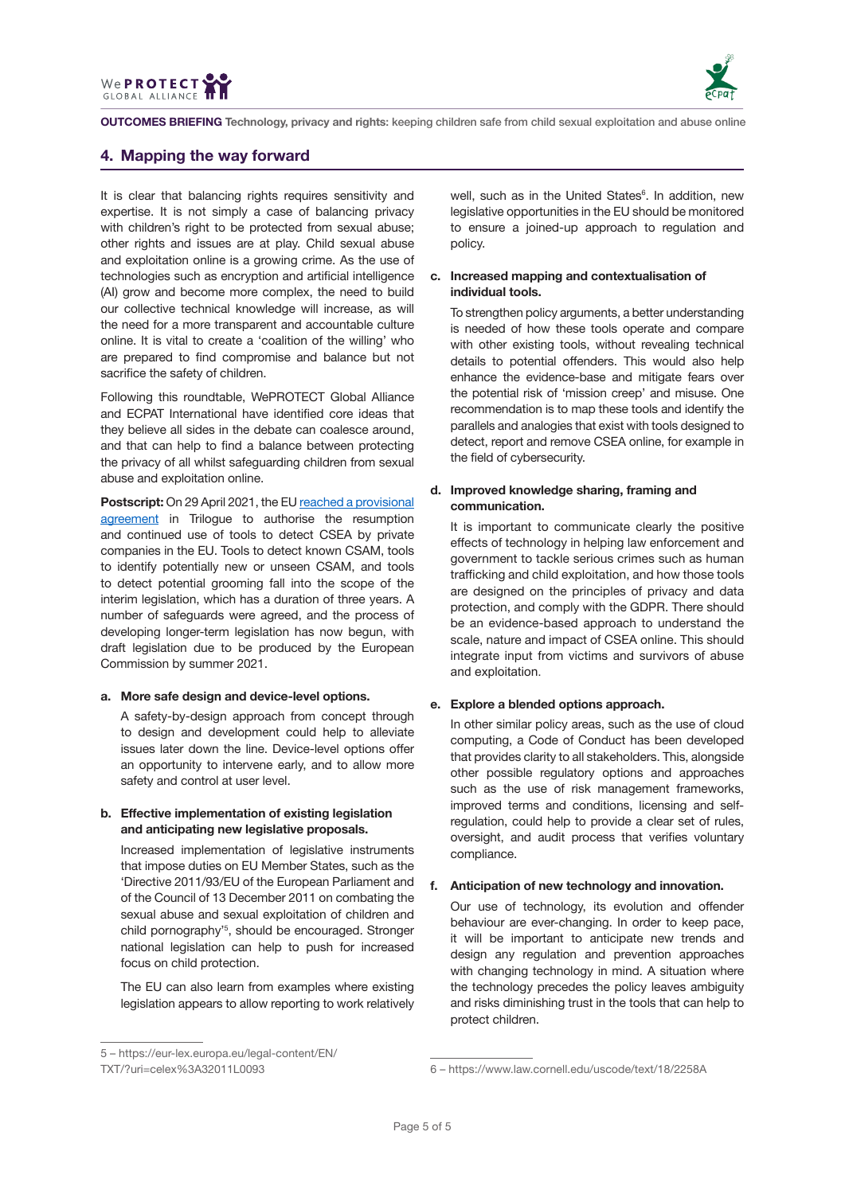## 4. Mapping the way forward

It is clear that balancing rights requires sensitivity and expertise. It is not simply a case of balancing privacy with children's right to be protected from sexual abuse; other rights and issues are at play. Child sexual abuse and exploitation online is a growing crime. As the use of technologies such as encryption and artificial intelligence (AI) grow and become more complex, the need to build our collective technical knowledge will increase, as will the need for a more transparent and accountable culture online. It is vital to create a 'coalition of the willing' who are prepared to find compromise and balance but not sacrifice the safety of children.

Following this roundtable, WePROTECT Global Alliance and ECPAT International have identified core ideas that they believe all sides in the debate can coalesce around, and that can help to find a balance between protecting the privacy of all whilst safeguarding children from sexual abuse and exploitation online.

**Postscript:** On 29 April 2021, the EU reached a provisional agreement in Trilogue to authorise the resumption and continued use of tools to detect CSEA by private companies in the EU. Tools to detect known CSAM, tools to identify potentially new or unseen CSAM, and tools to detect potential grooming fall into the scope of the interim legislation, which has a duration of three years. A number of safeguards were agreed, and the process of developing longer-term legislation has now begun, with draft legislation due to be produced by the European Commission by summer 2021.

**a. More safe design and device-level options.**

A safety-by-design approach from concept through to design and development could help to alleviate issues later down the line. Device-level options offer an opportunity to intervene early, and to allow more safety and control at user level.

**b. Effective implementation of existing legislation and anticipating new legislative proposals.**

Increased implementation of legislative instruments that impose duties on EU Member States, such as the 'Directive 2011/93/EU of the European Parliament and of the Council of 13 December 2011 on combating the sexual abuse and sexual exploitation of children and child pornography'[5], should be encouraged. Stronger national legislation can help to push for increased focus on child protection.

The EU can also learn from examples where existing legislation appears to allow reporting to work relatively well, such as in the United States[6]. In addition, new legislative opportunities in the EU should be monitored to ensure a joined-up approach to regulation and policy.

**c. Increased mapping and contextualisation of individual tools.**

To strengthen policy arguments, a better understanding is needed of how these tools operate and compare with other existing tools, without revealing technical details to potential offenders. This would also help enhance the evidence-base and mitigate fears over the potential risk of 'mission creep' and misuse. One recommendation is to map these tools and identify the parallels and analogies that exist with tools designed to detect, report and remove CSEA online, for example in the field of cybersecurity.

**d. Improved knowledge sharing, framing and communication.**

It is important to communicate clearly the positive effects of technology in helping law enforcement and government to tackle serious crimes such as human trafficking and child exploitation, and how those tools are designed on the principles of privacy and data protection, and comply with the GDPR. There should be an evidence-based approach to understand the scale, nature and impact of CSEA online. This should integrate input from victims and survivors of abuse and exploitation.

**e. Explore a blended options approach.**

In other similar policy areas, such as the use of cloud computing, a Code of Conduct has been developed that provides clarity to all stakeholders. This, alongside other possible regulatory options and approaches such as the use of risk management frameworks, improved terms and conditions, licensing and self-regulation, could help to provide a clear set of rules, oversight, and audit process that verifies voluntary compliance.

**f. Anticipation of new technology and innovation.**

Our use of technology, its evolution and offender behaviour are ever-changing. In order to keep pace, it will be important to anticipate new trends and design any regulation and prevention approaches with changing technology in mind. A situation where the technology precedes the policy leaves ambiguity and risks diminishing trust in the tools that can help to protect children.

---

5 – https://eur-lex.europa.eu/legal-content/EN/TXT/?uri=celex%3A32011L0093

6 – https://www.law.cornell.edu/uscode/text/18/2258A